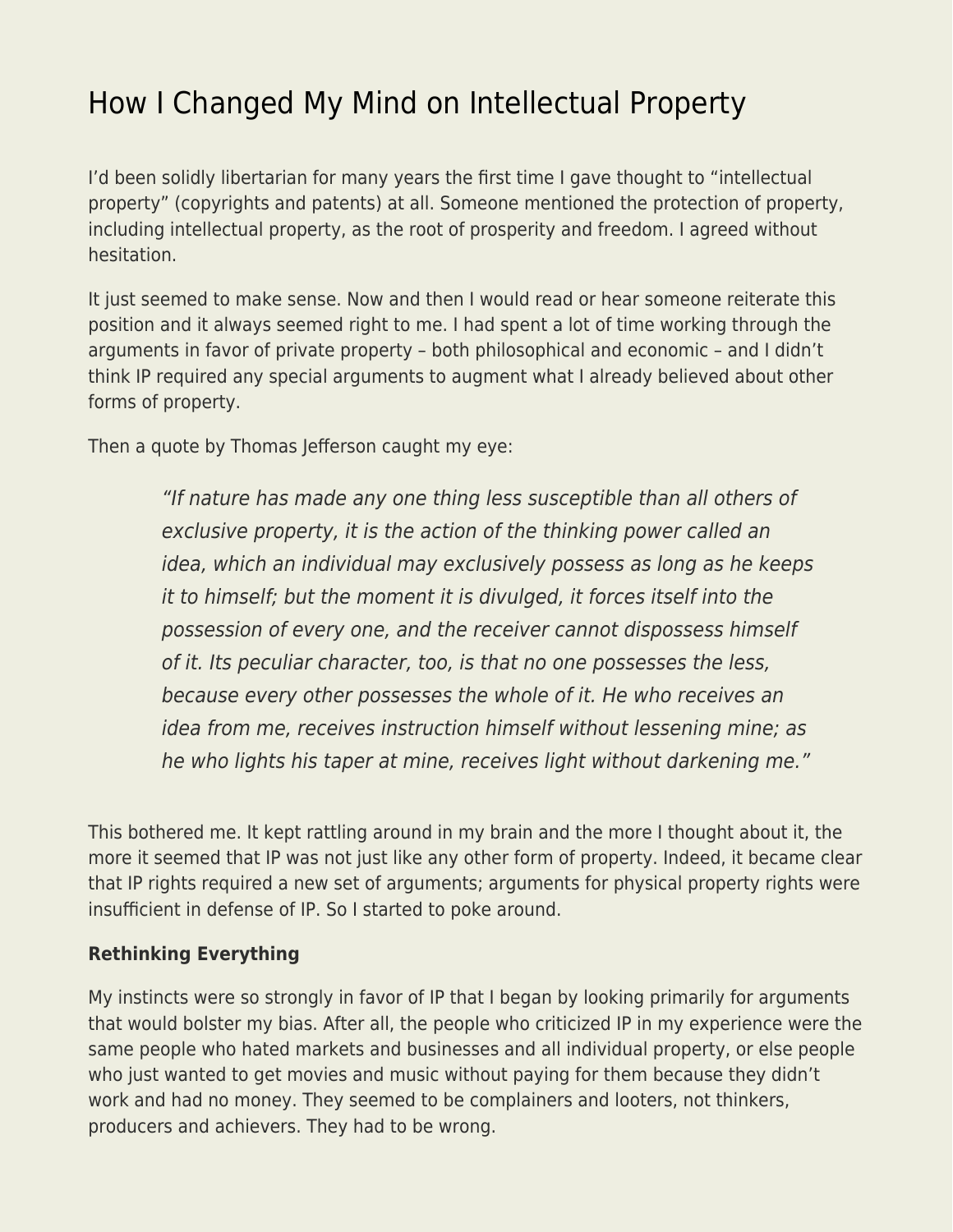# How I Changed My Mind on Intellectual Property

I'd been solidly libertarian for many years the first time I gave thought to "intellectual property" (copyrights and patents) at all. Someone mentioned the protection of property, including intellectual property, as the root of prosperity and freedom. I agreed without hesitation.

It just seemed to make sense. Now and then I would read or hear someone reiterate this position and it always seemed right to me. I had spent a lot of time working through the arguments in favor of private property – both philosophical and economic – and I didn't think IP required any special arguments to augment what I already believed about other forms of property.

Then a quote by Thomas Jefferson caught my eye:

> *"If nature has made any one thing less susceptible than all others of exclusive property, it is the action of the thinking power called an idea, which an individual may exclusively possess as long as he keeps it to himself; but the moment it is divulged, it forces itself into the possession of every one, and the receiver cannot dispossess himself of it. Its peculiar character, too, is that no one possesses the less, because every other possesses the whole of it. He who receives an idea from me, receives instruction himself without lessening mine; as he who lights his taper at mine, receives light without darkening me."*

This bothered me. It kept rattling around in my brain and the more I thought about it, the more it seemed that IP was not just like any other form of property. Indeed, it became clear that IP rights required a new set of arguments; arguments for physical property rights were insufficient in defense of IP. So I started to poke around.

**Rethinking Everything**

My instincts were so strongly in favor of IP that I began by looking primarily for arguments that would bolster my bias. After all, the people who criticized IP in my experience were the same people who hated markets and businesses and all individual property, or else people who just wanted to get movies and music without paying for them because they didn't work and had no money. They seemed to be complainers and looters, not thinkers, producers and achievers. They had to be wrong.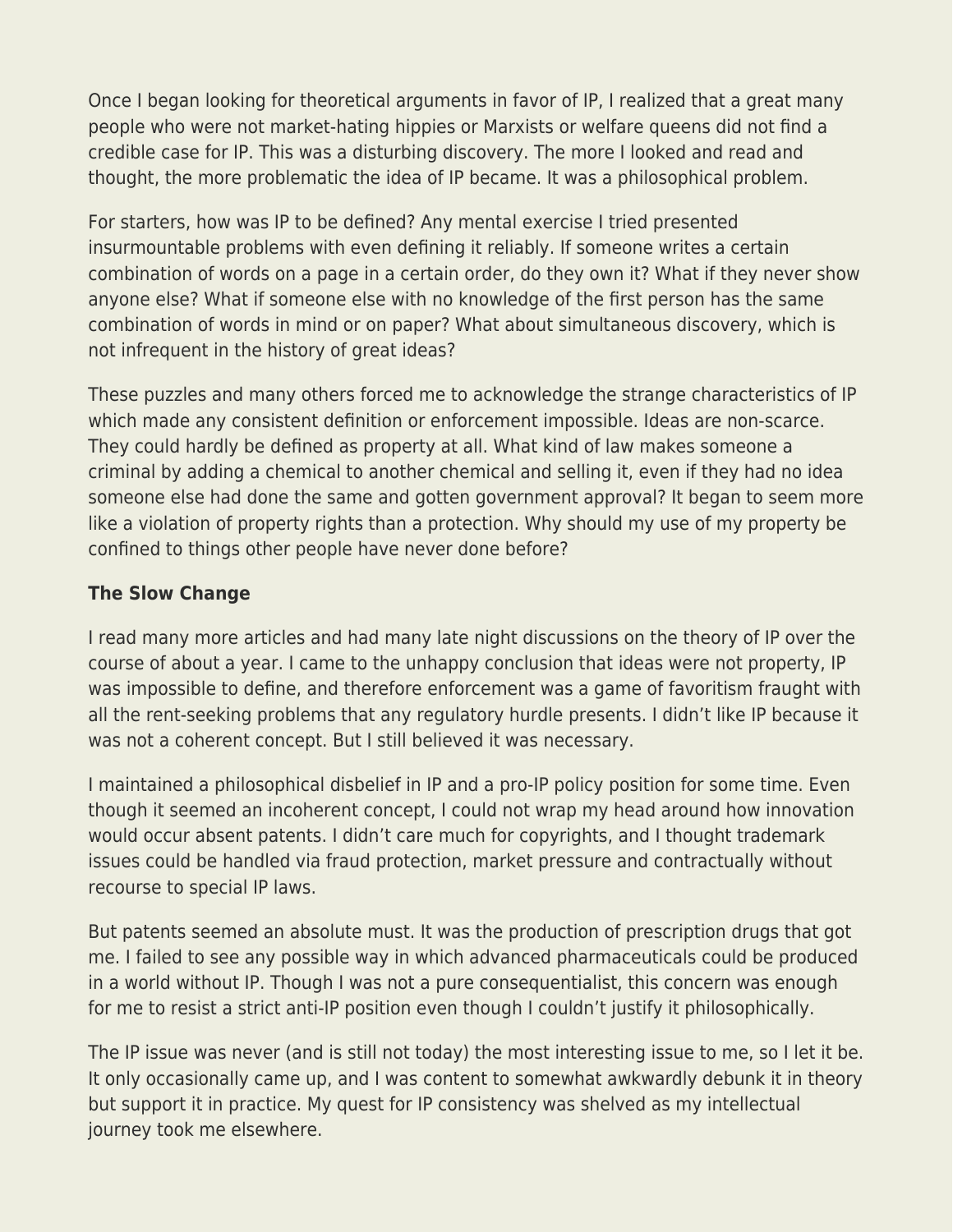Once I began looking for theoretical arguments in favor of IP, I realized that a great many people who were not market-hating hippies or Marxists or welfare queens did not find a credible case for IP. This was a disturbing discovery. The more I looked and read and thought, the more problematic the idea of IP became. It was a philosophical problem.

For starters, how was IP to be defined? Any mental exercise I tried presented insurmountable problems with even defining it reliably. If someone writes a certain combination of words on a page in a certain order, do they own it? What if they never show anyone else? What if someone else with no knowledge of the first person has the same combination of words in mind or on paper? What about simultaneous discovery, which is not infrequent in the history of great ideas?

These puzzles and many others forced me to acknowledge the strange characteristics of IP which made any consistent definition or enforcement impossible. Ideas are non-scarce. They could hardly be defined as property at all. What kind of law makes someone a criminal by adding a chemical to another chemical and selling it, even if they had no idea someone else had done the same and gotten government approval? It began to seem more like a violation of property rights than a protection. Why should my use of my property be confined to things other people have never done before?

**The Slow Change**

I read many more articles and had many late night discussions on the theory of IP over the course of about a year. I came to the unhappy conclusion that ideas were not property, IP was impossible to define, and therefore enforcement was a game of favoritism fraught with all the rent-seeking problems that any regulatory hurdle presents. I didn't like IP because it was not a coherent concept. But I still believed it was necessary.

I maintained a philosophical disbelief in IP and a pro-IP policy position for some time. Even though it seemed an incoherent concept, I could not wrap my head around how innovation would occur absent patents. I didn't care much for copyrights, and I thought trademark issues could be handled via fraud protection, market pressure and contractually without recourse to special IP laws.

But patents seemed an absolute must. It was the production of prescription drugs that got me. I failed to see any possible way in which advanced pharmaceuticals could be produced in a world without IP. Though I was not a pure consequentialist, this concern was enough for me to resist a strict anti-IP position even though I couldn't justify it philosophically.

The IP issue was never (and is still not today) the most interesting issue to me, so I let it be. It only occasionally came up, and I was content to somewhat awkwardly debunk it in theory but support it in practice. My quest for IP consistency was shelved as my intellectual journey took me elsewhere.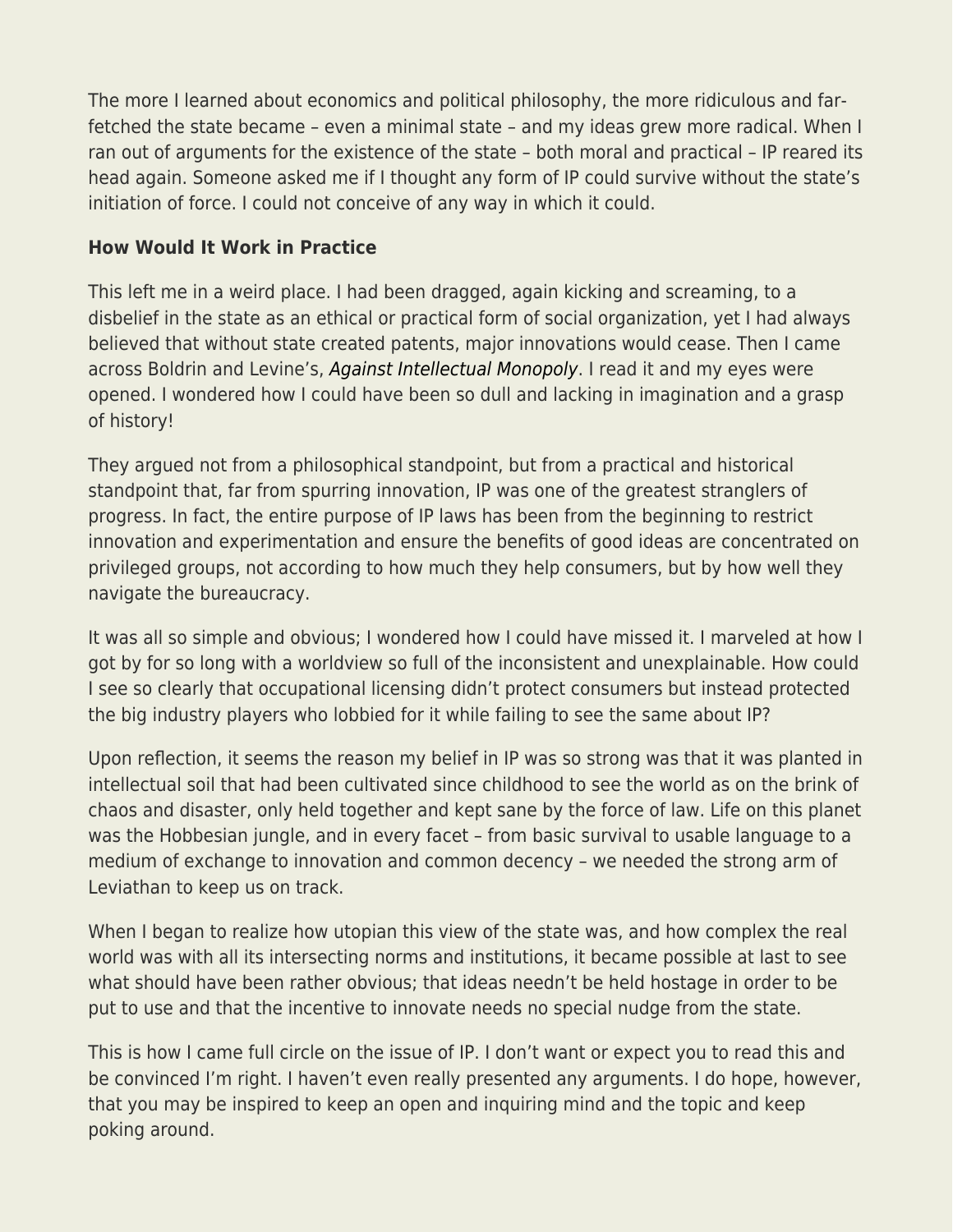The more I learned about economics and political philosophy, the more ridiculous and far-fetched the state became – even a minimal state – and my ideas grew more radical. When I ran out of arguments for the existence of the state – both moral and practical – IP reared its head again. Someone asked me if I thought any form of IP could survive without the state's initiation of force. I could not conceive of any way in which it could.

**How Would It Work in Practice**

This left me in a weird place. I had been dragged, again kicking and screaming, to a disbelief in the state as an ethical or practical form of social organization, yet I had always believed that without state created patents, major innovations would cease. Then I came across Boldrin and Levine's, *Against Intellectual Monopoly*. I read it and my eyes were opened. I wondered how I could have been so dull and lacking in imagination and a grasp of history!

They argued not from a philosophical standpoint, but from a practical and historical standpoint that, far from spurring innovation, IP was one of the greatest stranglers of progress. In fact, the entire purpose of IP laws has been from the beginning to restrict innovation and experimentation and ensure the benefits of good ideas are concentrated on privileged groups, not according to how much they help consumers, but by how well they navigate the bureaucracy.

It was all so simple and obvious; I wondered how I could have missed it. I marveled at how I got by for so long with a worldview so full of the inconsistent and unexplainable. How could I see so clearly that occupational licensing didn't protect consumers but instead protected the big industry players who lobbied for it while failing to see the same about IP?

Upon reflection, it seems the reason my belief in IP was so strong was that it was planted in intellectual soil that had been cultivated since childhood to see the world as on the brink of chaos and disaster, only held together and kept sane by the force of law. Life on this planet was the Hobbesian jungle, and in every facet – from basic survival to usable language to a medium of exchange to innovation and common decency – we needed the strong arm of Leviathan to keep us on track.

When I began to realize how utopian this view of the state was, and how complex the real world was with all its intersecting norms and institutions, it became possible at last to see what should have been rather obvious; that ideas needn't be held hostage in order to be put to use and that the incentive to innovate needs no special nudge from the state.

This is how I came full circle on the issue of IP. I don't want or expect you to read this and be convinced I'm right. I haven't even really presented any arguments. I do hope, however, that you may be inspired to keep an open and inquiring mind and the topic and keep poking around.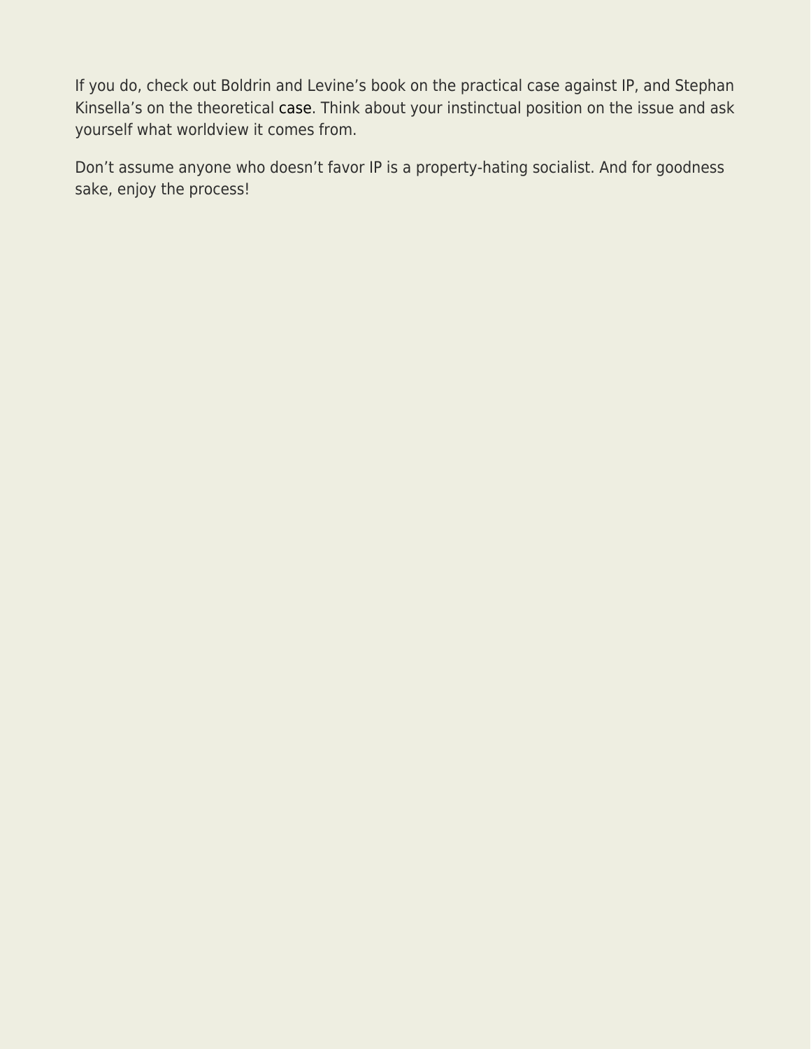If you do, check out Boldrin and Levine's book on the practical case against IP, and Stephan Kinsella's on the theoretical case. Think about your instinctual position on the issue and ask yourself what worldview it comes from.

Don't assume anyone who doesn't favor IP is a property-hating socialist. And for goodness sake, enjoy the process!